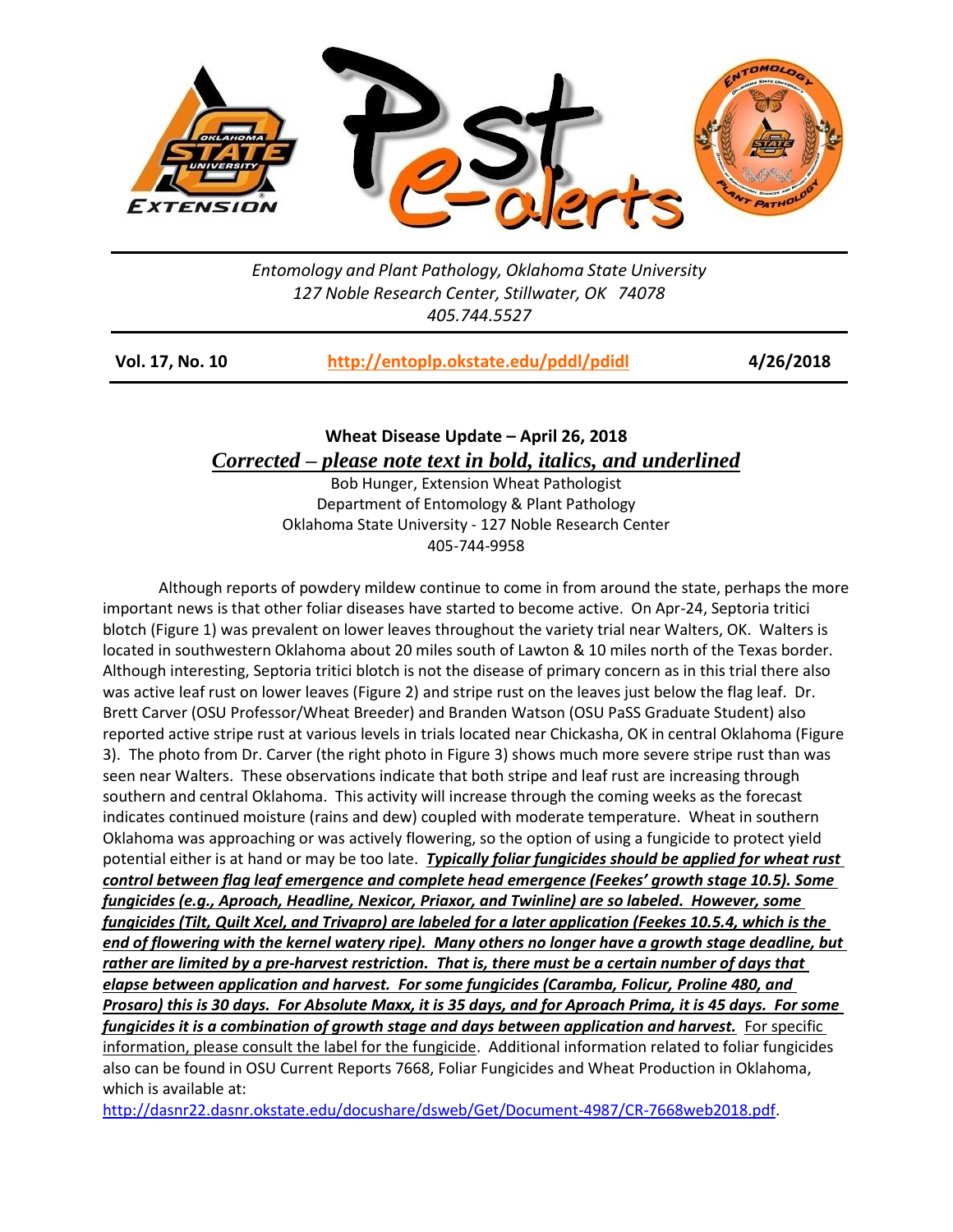*Entomology and Plant Pathology, Oklahoma State University*
*127 Noble Research Center, Stillwater, OK 74078*
*405.744.5527*

**Vol. 17, No. 10** **http://entoplp.okstate.edu/pddl/pdidl** **4/26/2018**

## Wheat Disease Update – April 26, 2018

***Corrected – please note text in bold, italics, and underlined***

Bob Hunger, Extension Wheat Pathologist
Department of Entomology & Plant Pathology
Oklahoma State University - 127 Noble Research Center
405-744-9958

Although reports of powdery mildew continue to come in from around the state, perhaps the more important news is that other foliar diseases have started to become active. On Apr-24, Septoria tritici blotch (Figure 1) was prevalent on lower leaves throughout the variety trial near Walters, OK. Walters is located in southwestern Oklahoma about 20 miles south of Lawton & 10 miles north of the Texas border. Although interesting, Septoria tritici blotch is not the disease of primary concern as in this trial there also was active leaf rust on lower leaves (Figure 2) and stripe rust on the leaves just below the flag leaf. Dr. Brett Carver (OSU Professor/Wheat Breeder) and Branden Watson (OSU PaSS Graduate Student) also reported active stripe rust at various levels in trials located near Chickasha, OK in central Oklahoma (Figure 3). The photo from Dr. Carver (the right photo in Figure 3) shows much more severe stripe rust than was seen near Walters. These observations indicate that both stripe and leaf rust are increasing through southern and central Oklahoma. This activity will increase through the coming weeks as the forecast indicates continued moisture (rains and dew) coupled with moderate temperature. Wheat in southern Oklahoma was approaching or was actively flowering, so the option of using a fungicide to protect yield potential either is at hand or may be too late. ***Typically foliar fungicides should be applied for wheat rust control between flag leaf emergence and complete head emergence (Feekes' growth stage 10.5). Some fungicides (e.g., Aproach, Headline, Nexicor, Priaxor, and Twinline) are so labeled. However, some fungicides (Tilt, Quilt Xcel, and Trivapro) are labeled for a later application (Feekes 10.5.4, which is the end of flowering with the kernel watery ripe). Many others no longer have a growth stage deadline, but rather are limited by a pre-harvest restriction. That is, there must be a certain number of days that elapse between application and harvest. For some fungicides (Caramba, Folicur, Proline 480, and Prosaro) this is 30 days. For Absolute Maxx, it is 35 days, and for Aproach Prima, it is 45 days. For some fungicides it is a combination of growth stage and days between application and harvest.*** For specific information, please consult the label for the fungicide. Additional information related to foliar fungicides also can be found in OSU Current Reports 7668, Foliar Fungicides and Wheat Production in Oklahoma, which is available at: http://dasnr22.dasnr.okstate.edu/docushare/dsweb/Get/Document-4987/CR-7668web2018.pdf.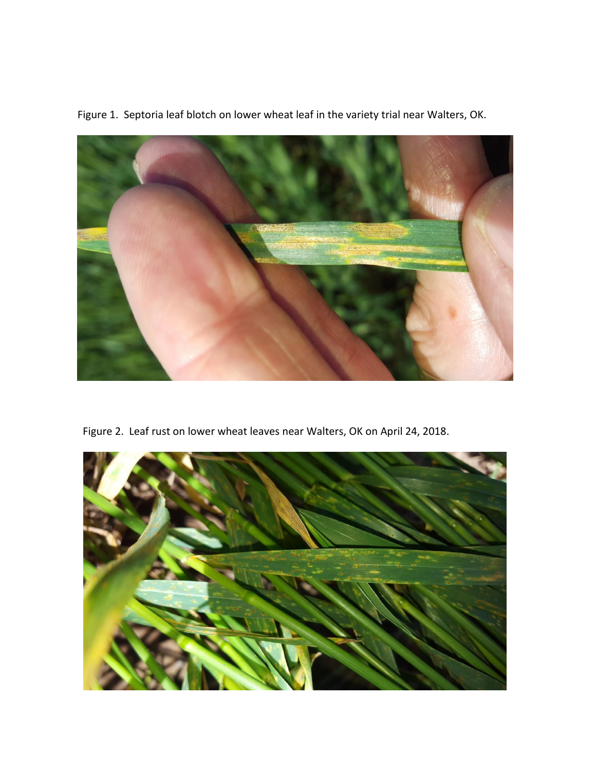Figure 1. Septoria leaf blotch on lower wheat leaf in the variety trial near Walters, OK.

Figure 2. Leaf rust on lower wheat leaves near Walters, OK on April 24, 2018.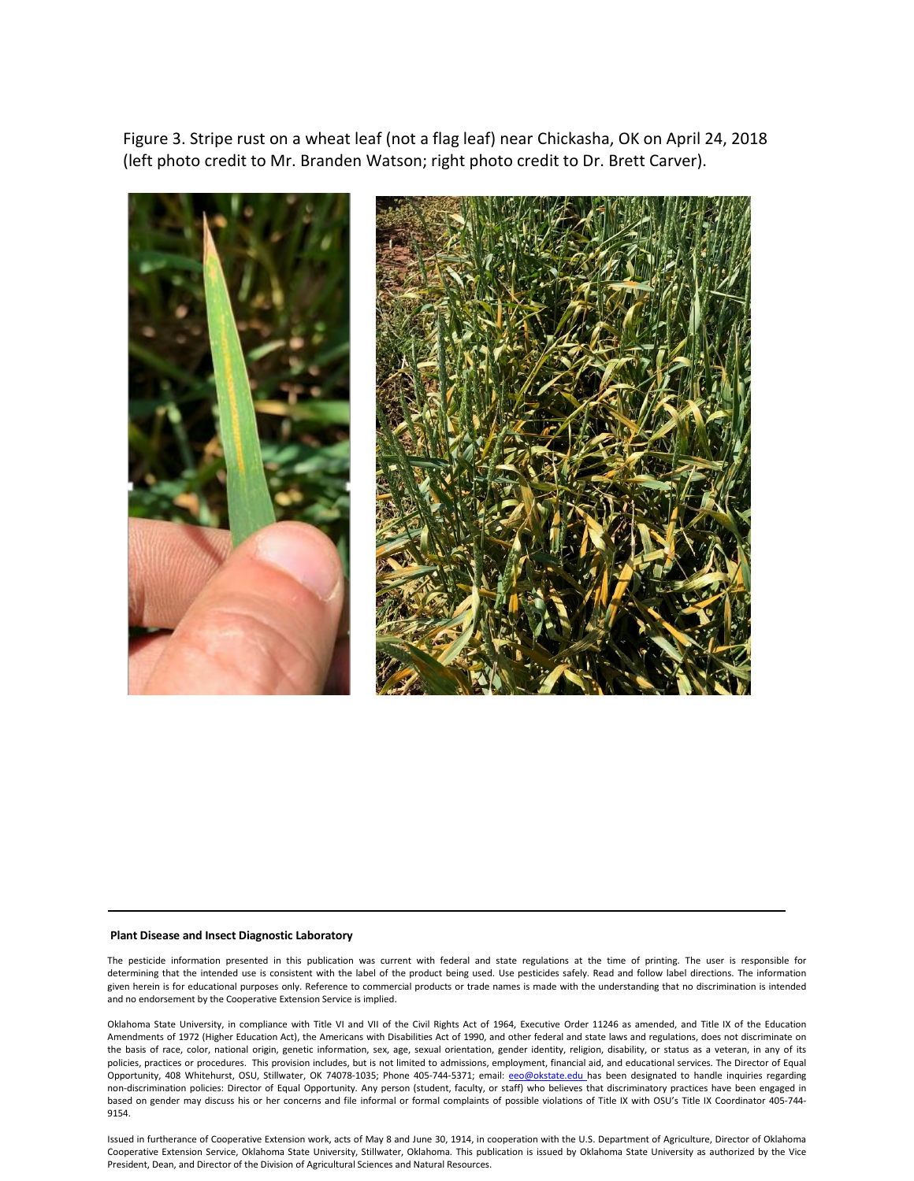Figure 3. Stripe rust on a wheat leaf (not a flag leaf) near Chickasha, OK on April 24, 2018 (left photo credit to Mr. Branden Watson; right photo credit to Dr. Brett Carver).

**Plant Disease and Insect Diagnostic Laboratory**

The pesticide information presented in this publication was current with federal and state regulations at the time of printing. The user is responsible for determining that the intended use is consistent with the label of the product being used. Use pesticides safely. Read and follow label directions. The information given herein is for educational purposes only. Reference to commercial products or trade names is made with the understanding that no discrimination is intended and no endorsement by the Cooperative Extension Service is implied.

Oklahoma State University, in compliance with Title VI and VII of the Civil Rights Act of 1964, Executive Order 11246 as amended, and Title IX of the Education Amendments of 1972 (Higher Education Act), the Americans with Disabilities Act of 1990, and other federal and state laws and regulations, does not discriminate on the basis of race, color, national origin, genetic information, sex, age, sexual orientation, gender identity, religion, disability, or status as a veteran, in any of its policies, practices or procedures. This provision includes, but is not limited to admissions, employment, financial aid, and educational services. The Director of Equal Opportunity, 408 Whitehurst, OSU, Stillwater, OK 74078-1035; Phone 405-744-5371; email: eeo@okstate.edu has been designated to handle inquiries regarding non-discrimination policies: Director of Equal Opportunity. Any person (student, faculty, or staff) who believes that discriminatory practices have been engaged in based on gender may discuss his or her concerns and file informal or formal complaints of possible violations of Title IX with OSU's Title IX Coordinator 405-744-9154.

Issued in furtherance of Cooperative Extension work, acts of May 8 and June 30, 1914, in cooperation with the U.S. Department of Agriculture, Director of Oklahoma Cooperative Extension Service, Oklahoma State University, Stillwater, Oklahoma. This publication is issued by Oklahoma State University as authorized by the Vice President, Dean, and Director of the Division of Agricultural Sciences and Natural Resources.